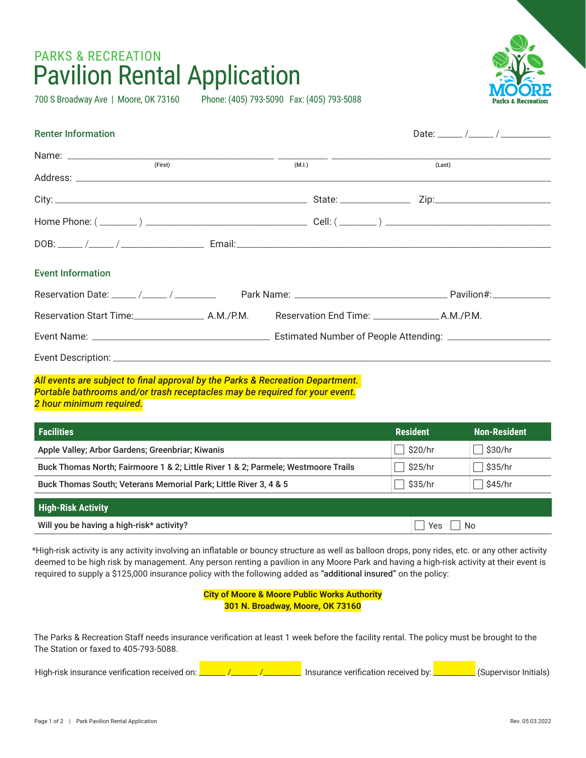PARKS & RECREATION

# Pavilion Rental Application

700 S Broadway Ave | Moore, OK 73160    Phone: (405) 793-5090  Fax: (405) 793-5088

## Renter Information

Date: _____ /_____ / __________

Name: ______________________________ __________ ______________________________
(First) (M.I.) (Last)

Address: ____________________________________________________________

City: ______________________________ State: ______________ Zip: ______________________

Home Phone: ( _______ ) ______________________ Cell: ( _______ ) ______________________

DOB: _____ /_____ / ________________ Email: ______________________________________

## Event Information

Reservation Date: _____ /_____ / ________ Park Name: ______________________________ Pavilion#: ___________

Reservation Start Time: ______________ A.M./P.M. Reservation End Time: ______________ A.M./P.M.

Event Name: ______________________________ Estimated Number of People Attending: ____________________

Event Description: ____________________________________________________________

***All events are subject to final approval by the Parks & Recreation Department.***
***Portable bathrooms and/or trash receptacles may be required for your event.***
***2 hour minimum required.***

| Facilities | Resident | Non-Resident |
|---|---|---|
| Apple Valley; Arbor Gardens; Greenbriar; Kiwanis | ☐ $20/hr | ☐ $30/hr |
| Buck Thomas North; Fairmoore 1 & 2; Little River 1 & 2; Parmele; Westmoore Trails | ☐ $25/hr | ☐ $35/hr |
| Buck Thomas South; Veterans Memorial Park; Little River 3, 4 & 5 | ☐ $35/hr | ☐ $45/hr |

| High-Risk Activity | |
|---|---|
| Will you be having a high-risk* activity? | ☐ Yes ☐ No |

*High-risk activity is any activity involving an inflatable or bouncy structure as well as balloon drops, pony rides, etc. or any other activity deemed to be high risk by management. Any person renting a pavilion in any Moore Park and having a high-risk activity at their event is required to supply a $125,000 insurance policy with the following added as **"additional insured"** on the policy:

**City of Moore & Moore Public Works Authority**
**301 N. Broadway, Moore, OK 73160**

The Parks & Recreation Staff needs insurance verification at least 1 week before the facility rental. The policy must be brought to the The Station or faxed to 405-793-5088.

High-risk insurance verification received on: ______ /______ /________ Insurance verification received by: _________ (Supervisor Initials)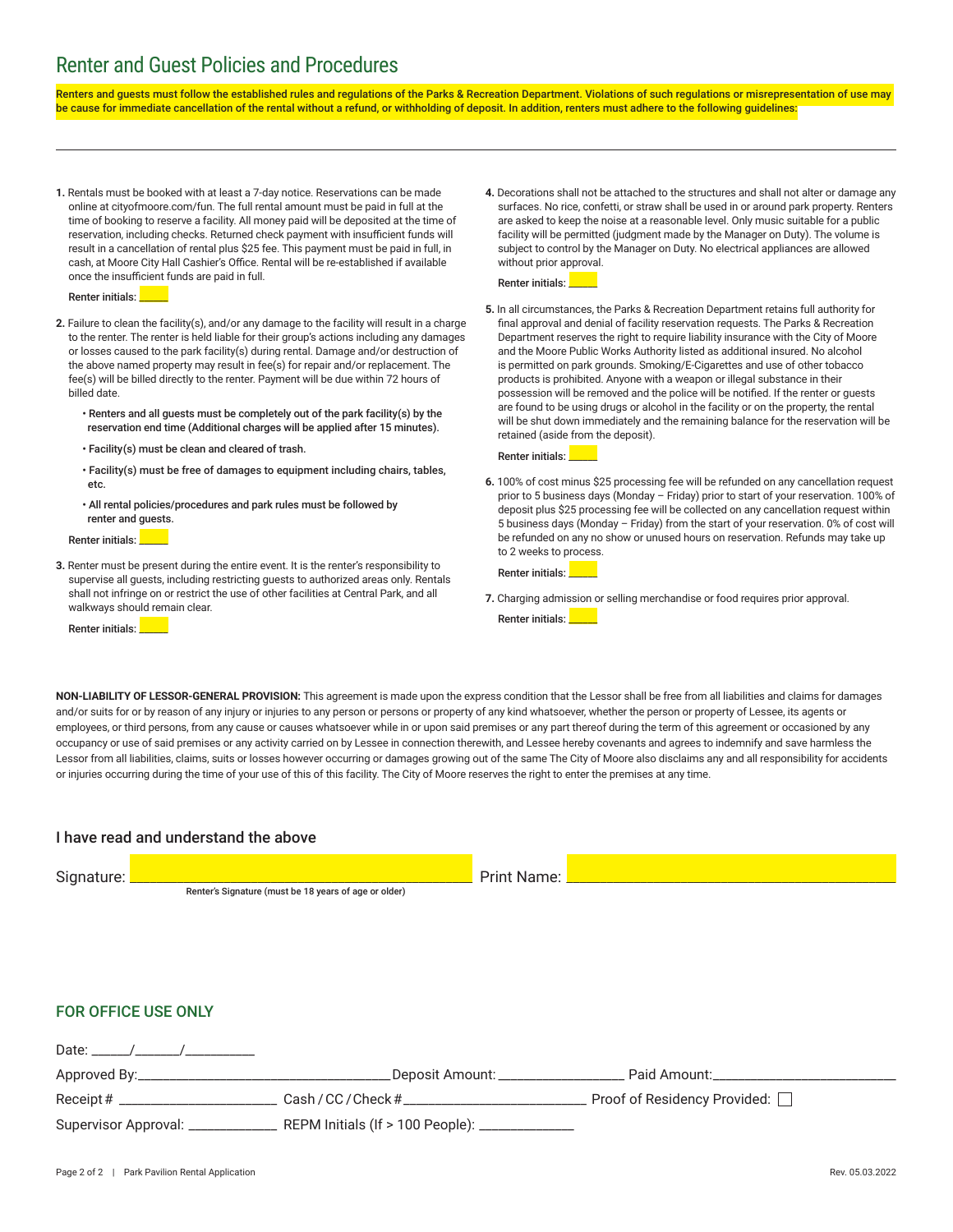# Renter and Guest Policies and Procedures

**Renters and guests must follow the established rules and regulations of the Parks & Recreation Department. Violations of such regulations or misrepresentation of use may be cause for immediate cancellation of the rental without a refund, or withholding of deposit. In addition, renters must adhere to the following guidelines:**

---

**1.** Rentals must be booked with at least a 7-day notice. Reservations can be made online at cityofmoore.com/fun. The full rental amount must be paid in full at the time of booking to reserve a facility. All money paid will be deposited at the time of reservation, including checks. Returned check payment with insufficient funds will result in a cancellation of rental plus $25 fee. This payment must be paid in full, in cash, at Moore City Hall Cashier's Office. Rental will be re-established if available once the insufficient funds are paid in full.

Renter initials: _____

**2.** Failure to clean the facility(s), and/or any damage to the facility will result in a charge to the renter. The renter is held liable for their group's actions including any damages or losses caused to the park facility(s) during rental. Damage and/or destruction of the above named property may result in fee(s) for repair and/or replacement. The fee(s) will be billed directly to the renter. Payment will be due within 72 hours of billed date.

- **Renters and all guests must be completely out of the park facility(s) by the reservation end time (Additional charges will be applied after 15 minutes).**
- **Facility(s) must be clean and cleared of trash.**
- **Facility(s) must be free of damages to equipment including chairs, tables, etc.**
- **All rental policies/procedures and park rules must be followed by renter and guests.**

Renter initials: _____

**3.** Renter must be present during the entire event. It is the renter's responsibility to supervise all guests, including restricting guests to authorized areas only. Rentals shall not infringe on or restrict the use of other facilities at Central Park, and all walkways should remain clear.

Renter initials: _____

**4.** Decorations shall not be attached to the structures and shall not alter or damage any surfaces. No rice, confetti, or straw shall be used in or around park property. Renters are asked to keep the noise at a reasonable level. Only music suitable for a public facility will be permitted (judgment made by the Manager on Duty). The volume is subject to control by the Manager on Duty. No electrical appliances are allowed without prior approval.

Renter initials: _____

**5.** In all circumstances, the Parks & Recreation Department retains full authority for final approval and denial of facility reservation requests. The Parks & Recreation Department reserves the right to require liability insurance with the City of Moore and the Moore Public Works Authority listed as additional insured. No alcohol is permitted on park grounds. Smoking/E-Cigarettes and use of other tobacco products is prohibited. Anyone with a weapon or illegal substance in their possession will be removed and the police will be notified. If the renter or guests are found to be using drugs or alcohol in the facility or on the property, the rental will be shut down immediately and the remaining balance for the reservation will be retained (aside from the deposit).

Renter initials: _____

**6.** 100% of cost minus $25 processing fee will be refunded on any cancellation request prior to 5 business days (Monday – Friday) prior to start of your reservation. 100% of deposit plus $25 processing fee will be collected on any cancellation request within 5 business days (Monday – Friday) from the start of your reservation. 0% of cost will be refunded on any no show or unused hours on reservation. Refunds may take up to 2 weeks to process.

Renter initials: _____

**7.** Charging admission or selling merchandise or food requires prior approval.

Renter initials: _____

**NON-LIABILITY OF LESSOR-GENERAL PROVISION:** This agreement is made upon the express condition that the Lessor shall be free from all liabilities and claims for damages and/or suits for or by reason of any injury or injuries to any person or persons or property of any kind whatsoever, whether the person or property of Lessee, its agents or employees, or third persons, from any cause or causes whatsoever while in or upon said premises or any part thereof during the term of this agreement or occasioned by any occupancy or use of said premises or any activity carried on by Lessee in connection therewith, and Lessee hereby covenants and agrees to indemnify and save harmless the Lessor from all liabilities, claims, suits or losses however occurring or damages growing out of the same The City of Moore also disclaims any and all responsibility for accidents or injuries occurring during the time of your use of this of this facility. The City of Moore reserves the right to enter the premises at any time.

## I have read and understand the above

Signature: ______________________________ Print Name: ______________________________

Renter's Signature (must be 18 years of age or older)

## FOR OFFICE USE ONLY

Date: _____/_____/_________

Approved By:______________________ Deposit Amount: ______________ Paid Amount:____________________

Receipt # __________________ Cash / CC / Check #____________________ Proof of Residency Provided: ☐

Supervisor Approval: __________ REPM Initials (If > 100 People): __________